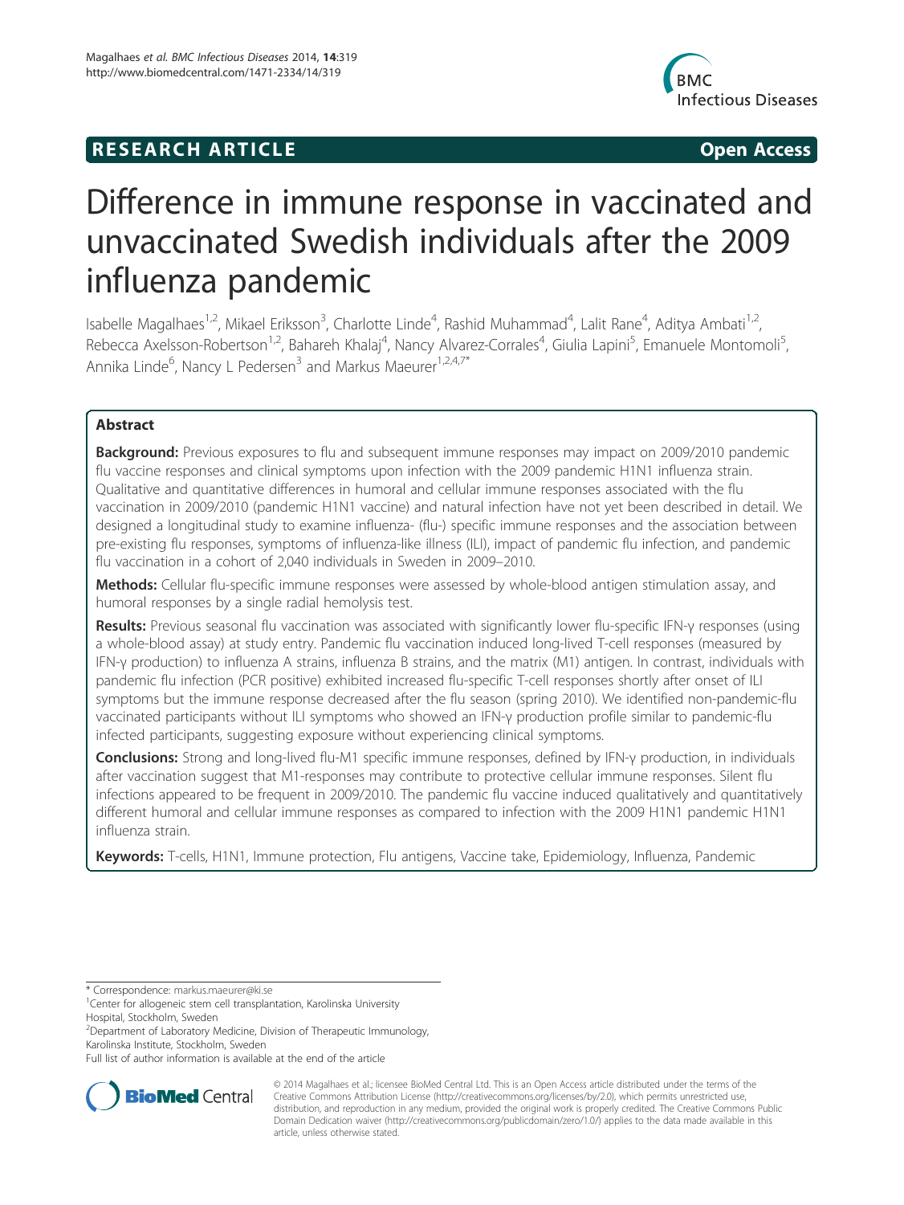RESEARCH ARTICLE Open Access

# Difference in immune response in vaccinated and unvaccinated Swedish individuals after the 2009 influenza pandemic

Isabelle Magalhaes[1,2], Mikael Eriksson[3], Charlotte Linde[4], Rashid Muhammad[4], Lalit Rane[4], Aditya Ambati[1,2], Rebecca Axelsson-Robertson[1,2], Bahareh Khalaj[4], Nancy Alvarez-Corrales[4], Giulia Lapini[5], Emanuele Montomoli[5], Annika Linde[6], Nancy L Pedersen[3] and Markus Maeurer[1,2,4,7*]

## Abstract

**Background:** Previous exposures to flu and subsequent immune responses may impact on 2009/2010 pandemic flu vaccine responses and clinical symptoms upon infection with the 2009 pandemic H1N1 influenza strain. Qualitative and quantitative differences in humoral and cellular immune responses associated with the flu vaccination in 2009/2010 (pandemic H1N1 vaccine) and natural infection have not yet been described in detail. We designed a longitudinal study to examine influenza- (flu-) specific immune responses and the association between pre-existing flu responses, symptoms of influenza-like illness (ILI), impact of pandemic flu infection, and pandemic flu vaccination in a cohort of 2,040 individuals in Sweden in 2009–2010.

**Methods:** Cellular flu-specific immune responses were assessed by whole-blood antigen stimulation assay, and humoral responses by a single radial hemolysis test.

**Results:** Previous seasonal flu vaccination was associated with significantly lower flu-specific IFN-γ responses (using a whole-blood assay) at study entry. Pandemic flu vaccination induced long-lived T-cell responses (measured by IFN-γ production) to influenza A strains, influenza B strains, and the matrix (M1) antigen. In contrast, individuals with pandemic flu infection (PCR positive) exhibited increased flu-specific T-cell responses shortly after onset of ILI symptoms but the immune response decreased after the flu season (spring 2010). We identified non-pandemic-flu vaccinated participants without ILI symptoms who showed an IFN-γ production profile similar to pandemic-flu infected participants, suggesting exposure without experiencing clinical symptoms.

**Conclusions:** Strong and long-lived flu-M1 specific immune responses, defined by IFN-γ production, in individuals after vaccination suggest that M1-responses may contribute to protective cellular immune responses. Silent flu infections appeared to be frequent in 2009/2010. The pandemic flu vaccine induced qualitatively and quantitatively different humoral and cellular immune responses as compared to infection with the 2009 H1N1 pandemic H1N1 influenza strain.

**Keywords:** T-cells, H1N1, Immune protection, Flu antigens, Vaccine take, Epidemiology, Influenza, Pandemic

\* Correspondence: markus.maeurer@ki.se
[1]Center for allogeneic stem cell transplantation, Karolinska University Hospital, Stockholm, Sweden
[2]Department of Laboratory Medicine, Division of Therapeutic Immunology, Karolinska Institute, Stockholm, Sweden
Full list of author information is available at the end of the article

© 2014 Magalhaes et al.; licensee BioMed Central Ltd. This is an Open Access article distributed under the terms of the Creative Commons Attribution License (http://creativecommons.org/licenses/by/2.0), which permits unrestricted use, distribution, and reproduction in any medium, provided the original work is properly credited. The Creative Commons Public Domain Dedication waiver (http://creativecommons.org/publicdomain/zero/1.0/) applies to the data made available in this article, unless otherwise stated.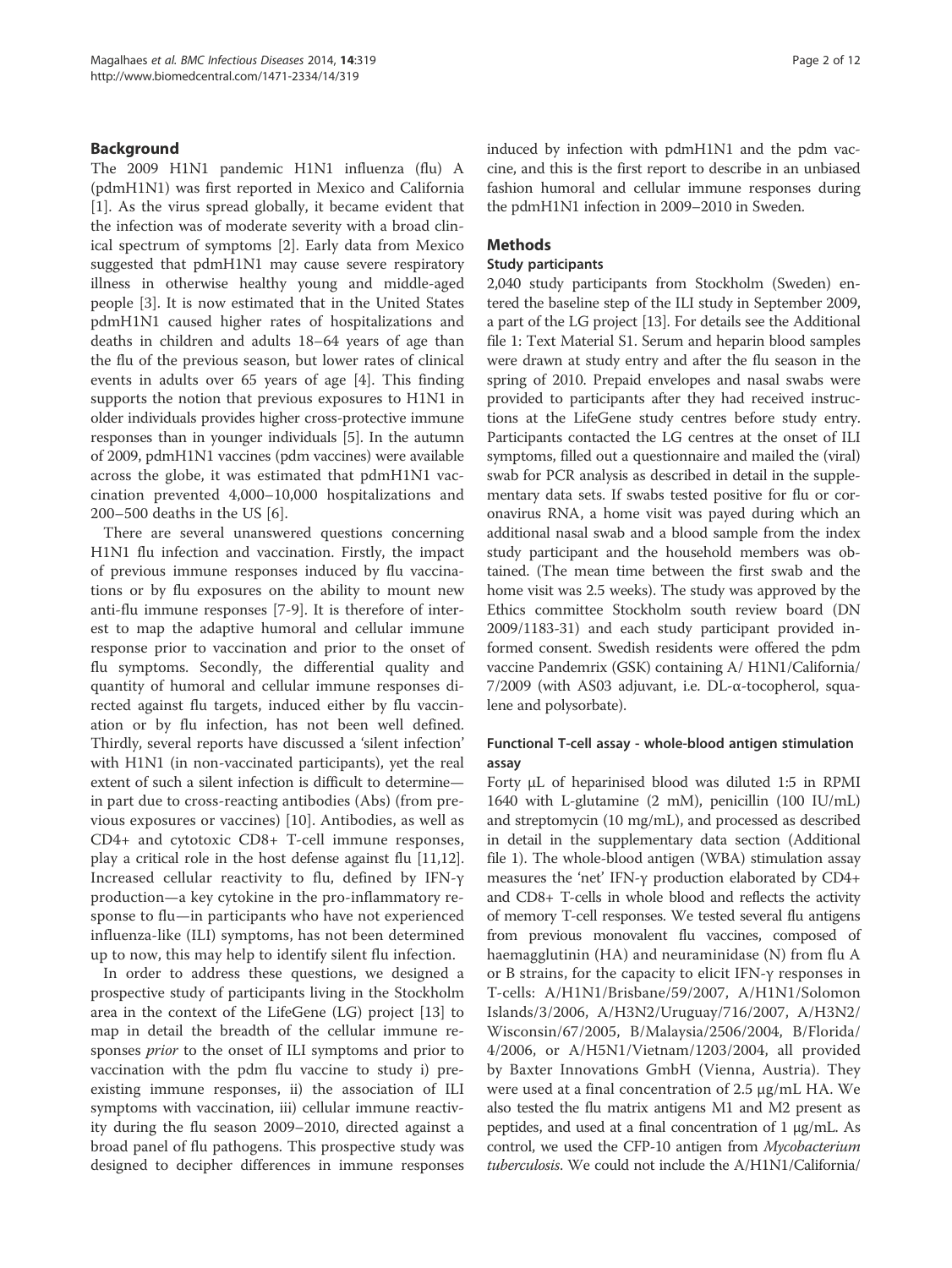## Background

The 2009 H1N1 pandemic H1N1 influenza (flu) A (pdmH1N1) was first reported in Mexico and California [1]. As the virus spread globally, it became evident that the infection was of moderate severity with a broad clinical spectrum of symptoms [2]. Early data from Mexico suggested that pdmH1N1 may cause severe respiratory illness in otherwise healthy young and middle-aged people [3]. It is now estimated that in the United States pdmH1N1 caused higher rates of hospitalizations and deaths in children and adults 18–64 years of age than the flu of the previous season, but lower rates of clinical events in adults over 65 years of age [4]. This finding supports the notion that previous exposures to H1N1 in older individuals provides higher cross-protective immune responses than in younger individuals [5]. In the autumn of 2009, pdmH1N1 vaccines (pdm vaccines) were available across the globe, it was estimated that pdmH1N1 vaccination prevented 4,000–10,000 hospitalizations and 200–500 deaths in the US [6].

There are several unanswered questions concerning H1N1 flu infection and vaccination. Firstly, the impact of previous immune responses induced by flu vaccinations or by flu exposures on the ability to mount new anti-flu immune responses [7-9]. It is therefor of interest to map the adaptive humoral and cellular immune response prior to vaccination and prior to the onset of flu symptoms. Secondly, the differential quality and quantity of humoral and cellular immune responses directed against flu targets, induced either by flu vaccination or by flu infection, has not been well defined. Thirdly, several reports have discussed a 'silent infection' with H1N1 (in non-vaccinated participants), yet the real extent of such a silent infection is difficult to determine—in part due to cross-reacting antibodies (Abs) (from previous exposures or vaccines) [10]. Antibodies, as well as CD4+ and cytotoxic CD8+ T-cell immune responses, play a critical role in the host defense against flu [11,12]. Increased cellular reactivity to flu, defined by IFN-γ production—a key cytokine in the pro-inflammatory response to flu—in participants who have not experienced influenza-like (ILI) symptoms, has not been determined up to now, this may help to identify silent flu infection.

In order to address these questions, we designed a prospective study of participants living in the Stockholm area in the context of the LifeGene (LG) project [13] to map in detail the breadth of the cellular immune responses *prior* to the onset of ILI symptoms and prior to vaccination with the pdm flu vaccine to study i) preexisting immune responses, ii) the association of ILI symptoms with vaccination, iii) cellular immune reactivity during the flu season 2009–2010, directed against a broad panel of flu pathogens. This prospective study was designed to decipher differences in immune responses induced by infection with pdmH1N1 and the pdm vaccine, and this is the first report to describe in an unbiased fashion humoral and cellular immune responses during the pdmH1N1 infection in 2009–2010 in Sweden.

## Methods

### Study participants

2,040 study participants from Stockholm (Sweden) entered the baseline step of the ILI study in September 2009, a part of the LG project [13]. For details see the Additional file 1: Text Material S1. Serum and heparin blood samples were drawn at study entry and after the flu season in the spring of 2010. Prepaid envelopes and nasal swabs were provided to participants after they had received instructions at the LifeGene study centres before study entry. Participants contacted the LG centres at the onset of ILI symptoms, filled out a questionnaire and mailed the (viral) swab for PCR analysis as described in detail in the supplementary data sets. If swabs tested positive for flu or coronavirus RNA, a home visit was payed during which an additional nasal swab and a blood sample from the index study participant and the household members was obtained. (The mean time between the first swab and the home visit was 2.5 weeks). The study was approved by the Ethics committee Stockholm south review board (DN 2009/1183-31) and each study participant provided informed consent. Swedish residents were offered the pdm vaccine Pandemrix (GSK) containing A/ H1N1/California/7/2009 (with AS03 adjuvant, i.e. DL-α-tocopherol, squalene and polysorbate).

### Functional T-cell assay - whole-blood antigen stimulation assay

Forty μL of heparinised blood was diluted 1:5 in RPMI 1640 with L-glutamine (2 mM), penicillin (100 IU/mL) and streptomycin (10 mg/mL), and processed as described in detail in the supplementary data section (Additional file 1). The whole-blood antigen (WBA) stimulation assay measures the 'net' IFN-γ production elaborated by CD4+ and CD8+ T-cells in whole blood and reflects the activity of memory T-cell responses. We tested several flu antigens from previous monovalent flu vaccines, composed of haemagglutinin (HA) and neuraminidase (N) from flu A or B strains, for the capacity to elicit IFN-γ responses in T-cells: A/H1N1/Brisbane/59/2007, A/H1N1/Solomon Islands/3/2006, A/H3N2/Uruguay/716/2007, A/H3N2/Wisconsin/67/2005, B/Malaysia/2506/2004, B/Florida/4/2006, or A/H5N1/Vietnam/1203/2004, all provided by Baxter Innovations GmbH (Vienna, Austria). They were used at a final concentration of 2.5 μg/mL HA. We also tested the flu matrix antigens M1 and M2 present as peptides, and used at a final concentration of 1 μg/mL. As control, we used the CFP-10 antigen from *Mycobacterium tuberculosis*. We could not include the A/H1N1/California/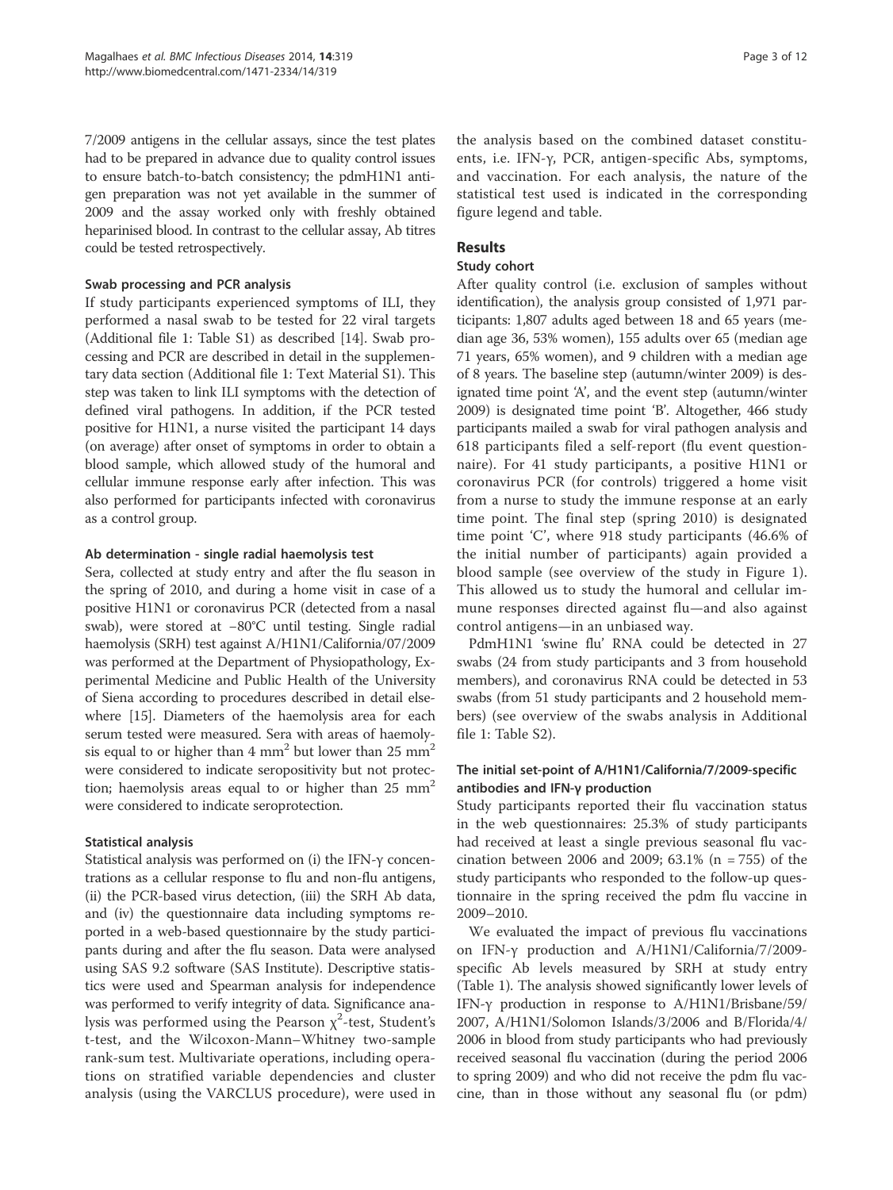7/2009 antigens in the cellular assays, since the test plates had to be prepared in advance due to quality control issues to ensure batch-to-batch consistency; the pdmH1N1 antigen preparation was not yet available in the summer of 2009 and the assay worked only with freshly obtained heparinised blood. In contrast to the cellular assay, Ab titres could be tested retrospectively.

#### Swab processing and PCR analysis

If study participants experienced symptoms of ILI, they performed a nasal swab to be tested for 22 viral targets (Additional file 1: Table S1) as described [14]. Swab processing and PCR are described in detail in the supplementary data section (Additional file 1: Text Material S1). This step was taken to link ILI symptoms with the detection of defined viral pathogens. In addition, if the PCR tested positive for H1N1, a nurse visited the participant 14 days (on average) after onset of symptoms in order to obtain a blood sample, which allowed study of the humoral and cellular immune response early after infection. This was also performed for participants infected with coronavirus as a control group.

#### Ab determination - single radial haemolysis test

Sera, collected at study entry and after the flu season in the spring of 2010, and during a home visit in case of a positive H1N1 or coronavirus PCR (detected from a nasal swab), were stored at −80°C until testing. Single radial haemolysis (SRH) test against A/H1N1/California/07/2009 was performed at the Department of Physiopathology, Experimental Medicine and Public Health of the University of Siena according to procedures described in detail elsewhere [15]. Diameters of the haemolysis area for each serum tested were measured. Sera with areas of haemolysis equal to or higher than 4 $mm^2$ but lower than 25 $mm^2$ were considered to indicate seropositivity but not protection; haemolysis areas equal to or higher than 25 $mm^2$ were considered to indicate seroprotection.

#### Statistical analysis

Statistical analysis was performed on (i) the IFN-γ concentrations as a cellular response to flu and non-flu antigens, (ii) the PCR-based virus detection, (iii) the SRH Ab data, and (iv) the questionnaire data including symptoms reported in a web-based questionnaire by the study participants during and after the flu season. Data were analysed using SAS 9.2 software (SAS Institute). Descriptive statistics were used and Spearman analysis for independence was performed to verify integrity of data. Significance analysis was performed using the Pearson $\chi^2$-test, Student's t-test, and the Wilcoxon-Mann–Whitney two-sample rank-sum test. Multivariate operations, including operations on stratified variable dependencies and cluster analysis (using the VARCLUS procedure), were used in the analysis based on the combined dataset constituents, i.e. IFN-γ, PCR, antigen-specific Abs, symptoms, and vaccination. For each analysis, the nature of the statistical test used is indicated in the corresponding figure legend and table.

## Results

### Study cohort

After quality control (i.e. exclusion of samples without identification), the analysis group consisted of 1,971 participants: 1,807 adults aged between 18 and 65 years (median age 36, 53% women), 155 adults over 65 (median age 71 years, 65% women), and 9 children with a median age of 8 years. The baseline step (autumn/winter 2009) is designated time point 'A', and the event step (autumn/winter 2009) is designated time point 'B'. Altogether, 466 study participants mailed a swab for viral pathogen analysis and 618 participants filed a self-report (flu event questionnaire). For 41 study participants, a positive H1N1 or coronavirus PCR (for controls) triggered a home visit from a nurse to study the immune response at an early time point. The final step (spring 2010) is designated time point 'C', where 918 study participants (46.6% of the initial number of participants) again provided a blood sample (see overview of the study in Figure 1). This allowed us to study the humoral and cellular immune responses directed against flu—and also against control antigens—in an unbiased way.

PdmH1N1 'swine flu' RNA could be detected in 27 swabs (24 from study participants and 3 from household members), and coronavirus RNA could be detected in 53 swabs (from 51 study participants and 2 household members) (see overview of the swabs analysis in Additional file 1: Table S2).

### The initial set-point of A/H1N1/California/7/2009-specific antibodies and IFN-γ production

Study participants reported their flu vaccination status in the web questionnaires: 25.3% of study participants had received at least a single previous seasonal flu vaccination between 2006 and 2009; 63.1% (n = 755) of the study participants who responded to the follow-up questionnaire in the spring received the pdm flu vaccine in 2009–2010.

We evaluated the impact of previous flu vaccinations on IFN-γ production and A/H1N1/California/7/2009-specific Ab levels measured by SRH at study entry (Table 1). The analysis showed significantly lower levels of IFN-γ production in response to A/H1N1/Brisbane/59/2007, A/H1N1/Solomon Islands/3/2006 and B/Florida/4/2006 in blood from study participants who had previously received seasonal flu vaccination (during the period 2006 to spring 2009) and who did not receive the pdm flu vaccine, than in those without any seasonal flu (or pdm)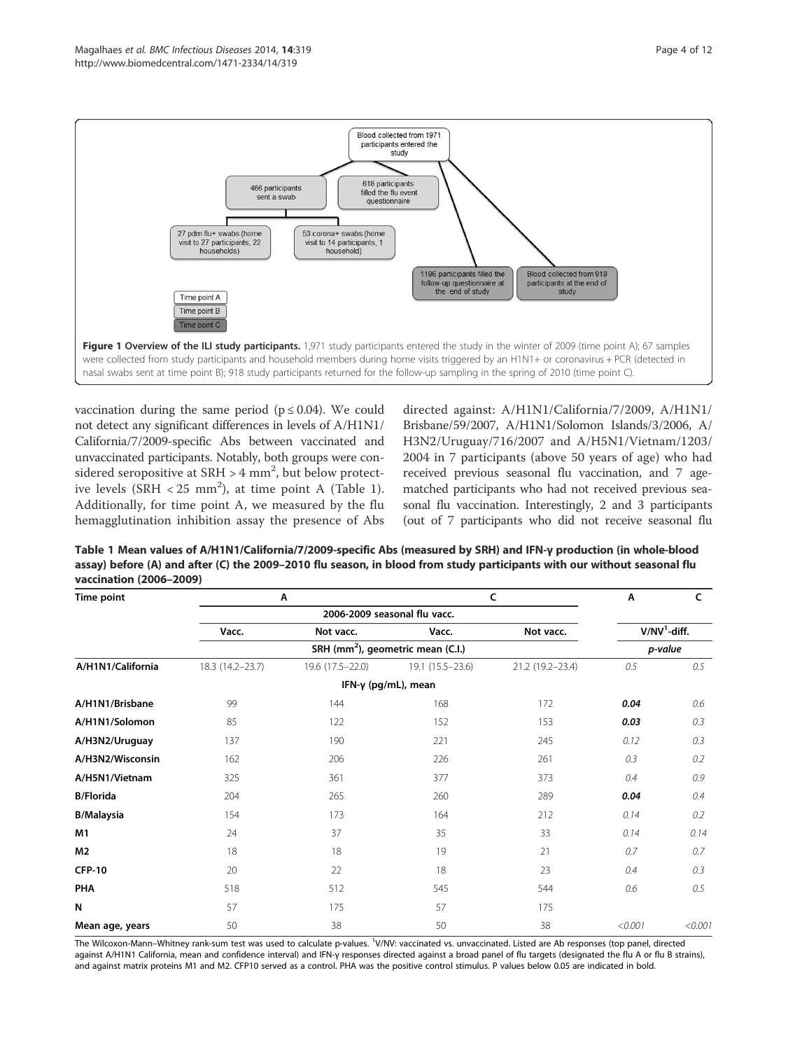**Figure 1 Overview of the ILI study participants.** 1,971 study participants entered the study in the winter of 2009 (time point A); 67 samples were collected from study participants and household members during home visits triggered by an H1N1+ or coronavirus + PCR (detected in nasal swabs sent at time point B); 918 study participants returned for the follow-up sampling in the spring of 2010 (time point C).

vaccination during the same period ($p \leq 0.04$). We could not detect any significant differences in levels of A/H1N1/California/7/2009-specific Abs between vaccinated and unvaccinated participants. Notably, both groups were considered seropositive at SRH > 4 $mm^2$, but below protective levels (SRH < 25 $mm^2$), at time point A (Table 1). Additionally, for time point A, we measured by the flu hemagglutination inhibition assay the presence of Abs directed against: A/H1N1/California/7/2009, A/H1N1/Brisbane/59/2007, A/H1N1/Solomon Islands/3/2006, A/H3N2/Uruguay/716/2007 and A/H5N1/Vietnam/1203/2004 in 7 participants (above 50 years of age) who had received previous seasonal flu vaccination, and 7 age-matched participants who had not received previous seasonal flu vaccination. Interestingly, 2 and 3 participants (out of 7 participants who did not receive seasonal flu

**Table 1 Mean values of A/H1N1/California/7/2009-specific Abs (measured by SRH) and IFN-γ production (in whole-blood assay) before (A) and after (C) the 2009–2010 flu season, in blood from study participants with our without seasonal flu vaccination (2006–2009)**

| Time point | A | | C | | A | C |
|---|---|---|---|---|---|---|
| | 2006-2009 seasonal flu vacc. | | | | | |
| | Vacc. | Not vacc. | Vacc. | Not vacc. | V/NV[1]-diff. | |
| | SRH ($mm^2$), geometric mean (C.I.) | | | | *p-value* | |
| **A/H1N1/California** | 18.3 (14.2–23.7) | 19.6 (17.5–22.0) | 19.1 (15.5–23.6) | 21.2 (19.2–23.4) | *0.5* | *0.5* |
| | IFN-γ (pg/mL), mean | | | | | |
| **A/H1N1/Brisbane** | 99 | 144 | 168 | 172 | ***0.04*** | *0.6* |
| **A/H1N1/Solomon** | 85 | 122 | 152 | 153 | ***0.03*** | *0.3* |
| **A/H3N2/Uruguay** | 137 | 190 | 221 | 245 | *0.12* | *0.3* |
| **A/H3N2/Wisconsin** | 162 | 206 | 226 | 261 | *0.3* | *0.2* |
| **A/H5N1/Vietnam** | 325 | 361 | 377 | 373 | *0.4* | *0.9* |
| **B/Florida** | 204 | 265 | 260 | 289 | ***0.04*** | *0.4* |
| **B/Malaysia** | 154 | 173 | 164 | 212 | *0.14* | *0.2* |
| **M1** | 24 | 37 | 35 | 33 | *0.14* | *0.14* |
| **M2** | 18 | 18 | 19 | 21 | *0.7* | *0.7* |
| **CFP-10** | 20 | 22 | 18 | 23 | *0.4* | *0.3* |
| **PHA** | 518 | 512 | 545 | 544 | *0.6* | *0.5* |
| **N** | 57 | 175 | 57 | 175 | | |
| **Mean age, years** | 50 | 38 | 50 | 38 | *<0.001* | *<0.001* |

The Wilcoxon-Mann–Whitney rank-sum test was used to calculate p-values. [1]V/NV: vaccinated vs. unvaccinated. Listed are Ab responses (top panel, directed against A/H1N1 California, mean and confidence interval) and IFN-γ responses directed against a broad panel of flu targets (designated the flu A or flu B strains), and against matrix proteins M1 and M2. CFP10 served as a control. PHA was the positive control stimulus. P values below 0.05 are indicated in bold.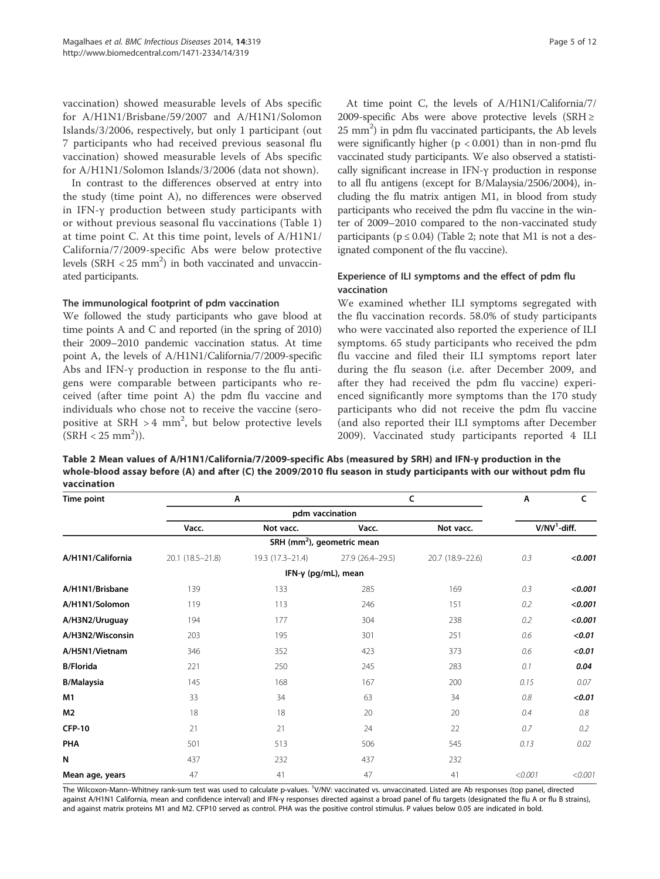vaccination) showed measurable levels of Abs specific for A/H1N1/Brisbane/59/2007 and A/H1N1/Solomon Islands/3/2006, respectively, but only 1 participant (out 7 participants who had received previous seasonal flu vaccination) showed measurable levels of Abs specific for A/H1N1/Solomon Islands/3/2006 (data not shown).

In contrast to the differences observed at entry into the study (time point A), no differences were observed in IFN-γ production between study participants with or without previous seasonal flu vaccinations (Table 1) at time point C. At this time point, levels of A/H1N1/California/7/2009-specific Abs were below protective levels (SRH < 25 $mm^2$) in both vaccinated and unvaccinated participants.

### The immunological footprint of pdm vaccination

We followed the study participants who gave blood at time points A and C and reported (in the spring of 2010) their 2009–2010 pandemic vaccination status. At time point A, the levels of A/H1N1/California/7/2009-specific Abs and IFN-γ production in response to the flu antigens were comparable between participants who received (after time point A) the pdm flu vaccine and individuals who chose not to receive the vaccine (seropositive at SRH > 4 $mm^2$, but below protective levels (SRH < 25 $mm^2$)).

At time point C, the levels of A/H1N1/California/7/2009-specific Abs were above protective levels (SRH ≥ 25 $mm^2$) in pdm flu vaccinated participants, the Ab levels were significantly higher ($p < 0.001$) than in non-pmd flu vaccinated study participants. We also observed a statistically significant increase in IFN-γ production in response to all flu antigens (except for B/Malaysia/2506/2004), including the flu matrix antigen M1, in blood from study participants who received the pdm flu vaccine in the winter of 2009–2010 compared to the non-vaccinated study participants ($p \leq 0.04$) (Table 2; note that M1 is not a designated component of the flu vaccine).

### Experience of ILI symptoms and the effect of pdm flu vaccination

We examined whether ILI symptoms segregated with the flu vaccination records. 58.0% of study participants who were vaccinated also reported the experience of ILI symptoms. 65 study participants who received the pdm flu vaccine and filed their ILI symptoms report later during the flu season (i.e. after December 2009, and after they had received the pdm flu vaccine) experienced significantly more symptoms than the 170 study participants who did not receive the pdm flu vaccine (and also reported their ILI symptoms after December 2009). Vaccinated study participants reported 4 ILI

**Table 2 Mean values of A/H1N1/California/7/2009-specific Abs (measured by SRH) and IFN-γ production in the whole-blood assay before (A) and after (C) the 2009/2010 flu season in study participants with our without pdm flu vaccination**

| Time point | A | | C | | A | C |
|---|---|---|---|---|---|---|
| | pdm vaccination | | | | V/NV[1]-diff. | |
| | Vacc. | Not vacc. | Vacc. | Not vacc. | | |
| | SRH ($mm^2$), geometric mean | | | | | |
| **A/H1N1/California** | 20.1 (18.5–21.8) | 19.3 (17.3–21.4) | 27.9 (26.4–29.5) | 20.7 (18.9–22.6) | 0.3 | **<0.001** |
| | IFN-γ (pg/mL), mean | | | | | |
| **A/H1N1/Brisbane** | 139 | 133 | 285 | 169 | 0.3 | **<0.001** |
| **A/H1N1/Solomon** | 119 | 113 | 246 | 151 | 0.2 | **<0.001** |
| **A/H3N2/Uruguay** | 194 | 177 | 304 | 238 | 0.2 | **<0.001** |
| **A/H3N2/Wisconsin** | 203 | 195 | 301 | 251 | 0.6 | **<0.01** |
| **A/H5N1/Vietnam** | 346 | 352 | 423 | 373 | 0.6 | **<0.01** |
| **B/Florida** | 221 | 250 | 245 | 283 | 0.1 | **0.04** |
| **B/Malaysia** | 145 | 168 | 167 | 200 | 0.15 | 0.07 |
| **M1** | 33 | 34 | 63 | 34 | 0.8 | **<0.01** |
| **M2** | 18 | 18 | 20 | 20 | 0.4 | 0.8 |
| **CFP-10** | 21 | 21 | 24 | 22 | 0.7 | 0.2 |
| **PHA** | 501 | 513 | 506 | 545 | 0.13 | 0.02 |
| **N** | 437 | 232 | 437 | 232 | | |
| **Mean age, years** | 47 | 41 | 47 | 41 | <0.001 | <0.001 |

The Wilcoxon-Mann–Whitney rank-sum test was used to calculate p-values. [1]V/NV: vaccinated vs. unvaccinated. Listed are Ab responses (top panel, directed against A/H1N1 California, mean and confidence interval) and IFN-γ responses directed against a broad panel of flu targets (designated the flu A or flu B strains), and against matrix proteins M1 and M2. CFP10 served as control. PHA was the positive control stimulus. P values below 0.05 are indicated in bold.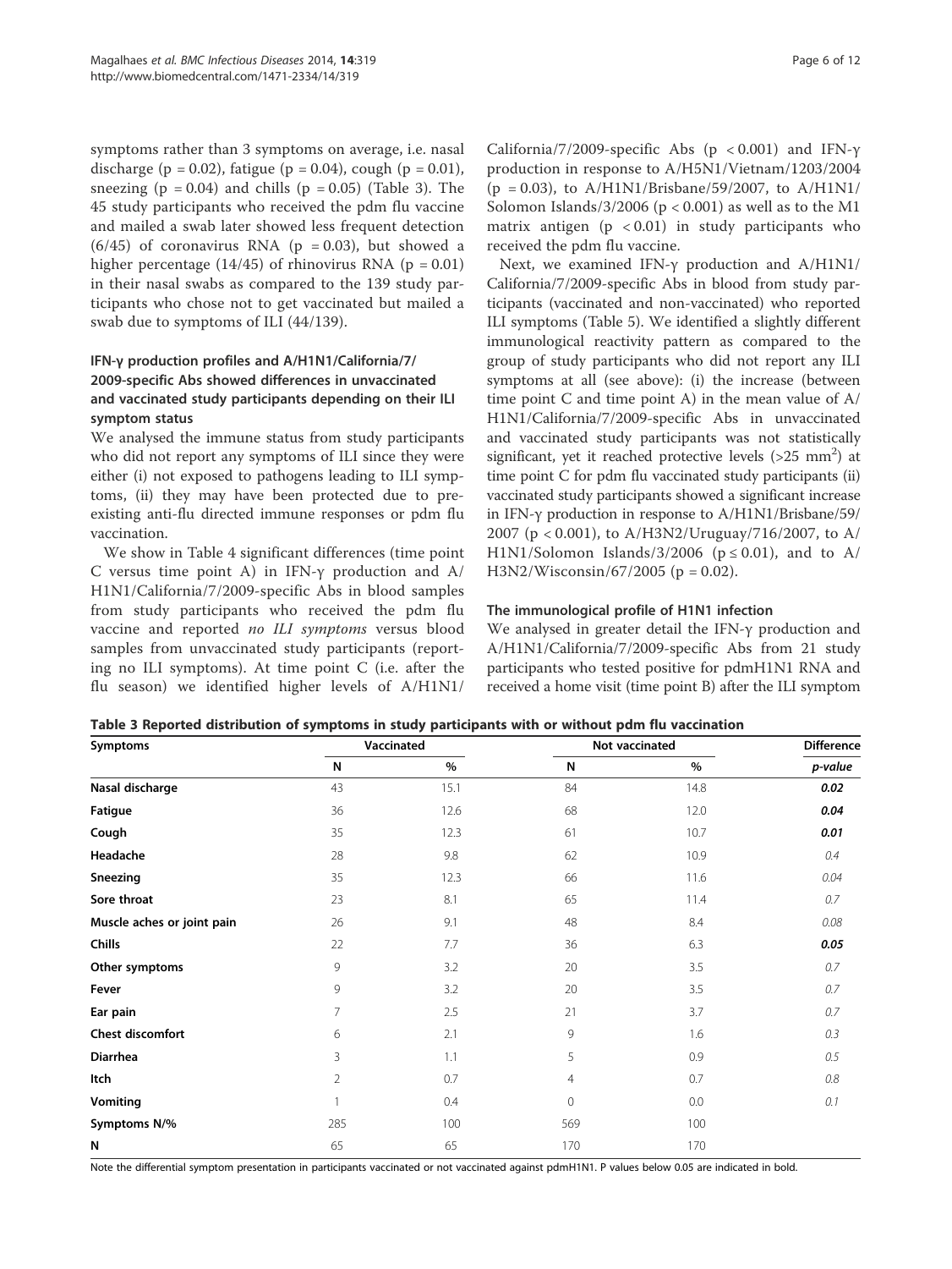symptoms rather than 3 symptoms on average, i.e. nasal discharge ($p = 0.02$), fatigue ($p = 0.04$), cough ($p = 0.01$), sneezing ($p = 0.04$) and chills ($p = 0.05$) (Table 3). The 45 study participants who received the pdm flu vaccine and mailed a swab later showed less frequent detection (6/45) of coronavirus RNA ($p = 0.03$), but showed a higher percentage (14/45) of rhinovirus RNA ($p = 0.01$) in their nasal swabs as compared to the 139 study participants who chose not to get vaccinated but mailed a swab due to symptoms of ILI (44/139).

### IFN-γ production profiles and A/H1N1/California/7/2009-specific Abs showed differences in unvaccinated and vaccinated study participants depending on their ILI symptom status

We analysed the immune status from study participants who did not report any symptoms of ILI since they were either (i) not exposed to pathogens leading to ILI symptoms, (ii) they may have been protected due to pre-existing anti-flu directed immune responses or pdm flu vaccination.

We show in Table 4 significant differences (time point C versus time point A) in IFN-γ production and A/H1N1/California/7/2009-specific Abs in blood samples from study participants who received the pdm flu vaccine and reported *no ILI symptoms* versus blood samples from unvaccinated study participants (reporting no ILI symptoms). At time point C (i.e. after the flu season) we identified higher levels of A/H1N1/California/7/2009-specific Abs ($p < 0.001$) and IFN-γ production in response to A/H5N1/Vietnam/1203/2004 ($p = 0.03$), to A/H1N1/Brisbane/59/2007, to A/H1N1/Solomon Islands/3/2006 ($p < 0.001$) as well as to the M1 matrix antigen ($p < 0.01$) in study participants who received the pdm flu vaccine.

Next, we examined IFN-γ production and A/H1N1/California/7/2009-specific Abs in blood from study participants (vaccinated and non-vaccinated) who reported ILI symptoms (Table 5). We identified a slightly different immunological reactivity pattern as compared to the group of study participants who did not report any ILI symptoms at all (see above): (i) the increase (between time point C and time point A) in the mean value of A/H1N1/California/7/2009-specific Abs in unvaccinated and vaccinated study participants was not statistically significant, yet it reached protective levels (>25 $mm^2$) at time point C for pdm flu vaccinated study participants (ii) vaccinated study participants showed a significant increase in IFN-γ production in response to A/H1N1/Brisbane/59/2007 ($p < 0.001$), to A/H3N2/Uruguay/716/2007, to A/H1N1/Solomon Islands/3/2006 ($p \leq 0.01$), and to A/H3N2/Wisconsin/67/2005 ($p = 0.02$).

### The immunological profile of H1N1 infection

We analysed in greater detail the IFN-γ production and A/H1N1/California/7/2009-specific Abs from 21 study participants who tested positive for pdmH1N1 RNA and received a home visit (time point B) after the ILI symptom

**Table 3 Reported distribution of symptoms in study participants with or without pdm flu vaccination**

| Symptoms | Vaccinated | | Not vaccinated | | Difference |
|---|---|---|---|---|---|
| | N | % | N | % | *p-value* |
| **Nasal discharge** | 43 | 15.1 | 84 | 14.8 | ***0.02*** |
| **Fatigue** | 36 | 12.6 | 68 | 12.0 | ***0.04*** |
| **Cough** | 35 | 12.3 | 61 | 10.7 | ***0.01*** |
| **Headache** | 28 | 9.8 | 62 | 10.9 | *0.4* |
| **Sneezing** | 35 | 12.3 | 66 | 11.6 | *0.04* |
| **Sore throat** | 23 | 8.1 | 65 | 11.4 | *0.7* |
| **Muscle aches or joint pain** | 26 | 9.1 | 48 | 8.4 | *0.08* |
| **Chills** | 22 | 7.7 | 36 | 6.3 | ***0.05*** |
| **Other symptoms** | 9 | 3.2 | 20 | 3.5 | *0.7* |
| **Fever** | 9 | 3.2 | 20 | 3.5 | *0.7* |
| **Ear pain** | 7 | 2.5 | 21 | 3.7 | *0.7* |
| **Chest discomfort** | 6 | 2.1 | 9 | 1.6 | *0.3* |
| **Diarrhea** | 3 | 1.1 | 5 | 0.9 | *0.5* |
| **Itch** | 2 | 0.7 | 4 | 0.7 | *0.8* |
| **Vomiting** | 1 | 0.4 | 0 | 0.0 | *0.1* |
| **Symptoms N/%** | 285 | 100 | 569 | 100 | |
| **N** | 65 | 65 | 170 | 170 | |

Note the differential symptom presentation in participants vaccinated or not vaccinated against pdmH1N1. P values below 0.05 are indicated in bold.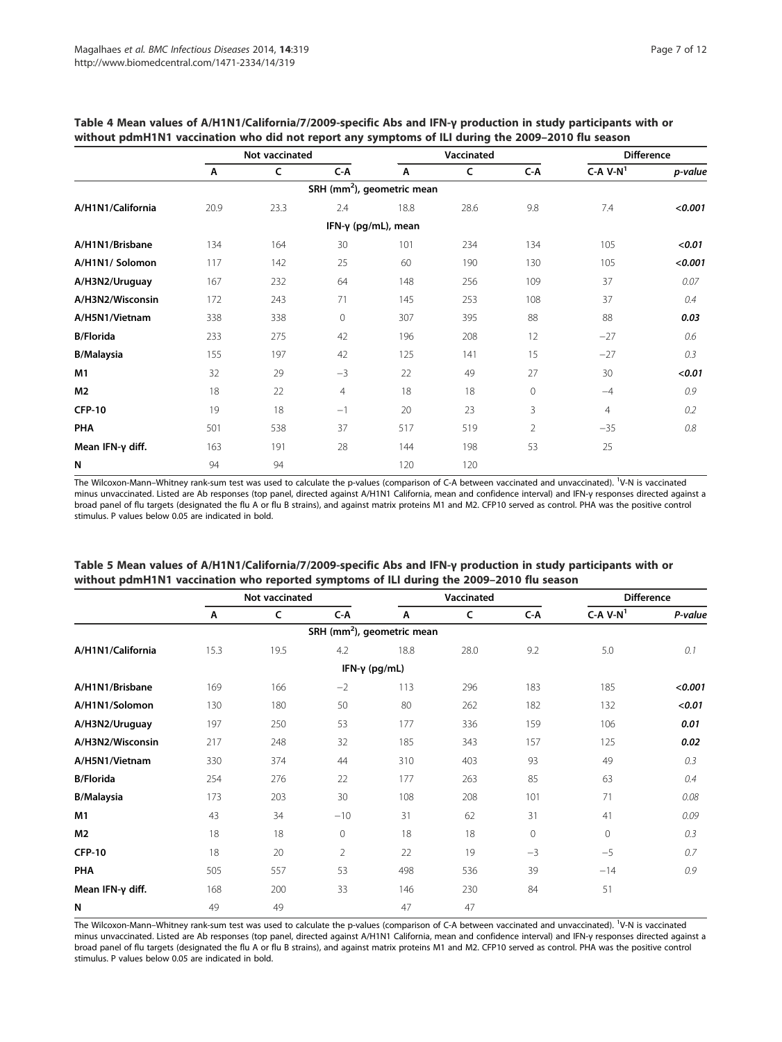**Table 4 Mean values of A/H1N1/California/7/2009-specific Abs and IFN-γ production in study participants with or without pdmH1N1 vaccination who did not report any symptoms of ILI during the 2009–2010 flu season**

| | Not vaccinated | | | Vaccinated | | | Difference | |
|---|---|---|---|---|---|---|---|---|
| | A | C | C-A | A | C | C-A | C-A V-N[1] | *p-value* |
| | | | | SRH ($mm^2$), geometric mean | | | | |
| **A/H1N1/California** | 20.9 | 23.3 | 2.4 | 18.8 | 28.6 | 9.8 | 7.4 | ***<0.001*** |
| | | | | IFN-γ (pg/mL), mean | | | | |
| **A/H1N1/Brisbane** | 134 | 164 | 30 | 101 | 234 | 134 | 105 | ***<0.01*** |
| **A/H1N1/ Solomon** | 117 | 142 | 25 | 60 | 190 | 130 | 105 | ***<0.001*** |
| **A/H3N2/Uruguay** | 167 | 232 | 64 | 148 | 256 | 109 | 37 | *0.07* |
| **A/H3N2/Wisconsin** | 172 | 243 | 71 | 145 | 253 | 108 | 37 | *0.4* |
| **A/H5N1/Vietnam** | 338 | 338 | 0 | 307 | 395 | 88 | 88 | ***0.03*** |
| **B/Florida** | 233 | 275 | 42 | 196 | 208 | 12 | −27 | *0.6* |
| **B/Malaysia** | 155 | 197 | 42 | 125 | 141 | 15 | −27 | *0.3* |
| **M1** | 32 | 29 | −3 | 22 | 49 | 27 | 30 | ***<0.01*** |
| **M2** | 18 | 22 | 4 | 18 | 18 | 0 | −4 | *0.9* |
| **CFP-10** | 19 | 18 | −1 | 20 | 23 | 3 | 4 | *0.2* |
| **PHA** | 501 | 538 | 37 | 517 | 519 | 2 | −35 | *0.8* |
| **Mean IFN-γ diff.** | 163 | 191 | 28 | 144 | 198 | 53 | 25 | |
| **N** | 94 | 94 | | 120 | 120 | | | |

The Wilcoxon-Mann–Whitney rank-sum test was used to calculate the p-values (comparison of C-A between vaccinated and unvaccinated). [1]V-N is vaccinated minus unvaccinated. Listed are Ab responses (top panel, directed against A/H1N1 California, mean and confidence interval) and IFN-γ responses directed against a broad panel of flu targets (designated the flu A or flu B strains), and against matrix proteins M1 and M2. CFP10 served as control. PHA was the positive control stimulus. P values below 0.05 are indicated in bold.

**Table 5 Mean values of A/H1N1/California/7/2009-specific Abs and IFN-γ production in study participants with or without pdmH1N1 vaccination who reported symptoms of ILI during the 2009–2010 flu season**

| | Not vaccinated | | | Vaccinated | | | Difference | |
|---|---|---|---|---|---|---|---|---|
| | A | C | C-A | A | C | C-A | C-A V-N[1] | *P-value* |
| | | | | SRH ($mm^2$), geometric mean | | | | |
| **A/H1N1/California** | 15.3 | 19.5 | 4.2 | 18.8 | 28.0 | 9.2 | 5.0 | *0.1* |
| | | | | IFN-γ (pg/mL) | | | | |
| **A/H1N1/Brisbane** | 169 | 166 | −2 | 113 | 296 | 183 | 185 | ***<0.001*** |
| **A/H1N1/Solomon** | 130 | 180 | 50 | 80 | 262 | 182 | 132 | ***<0.01*** |
| **A/H3N2/Uruguay** | 197 | 250 | 53 | 177 | 336 | 159 | 106 | ***0.01*** |
| **A/H3N2/Wisconsin** | 217 | 248 | 32 | 185 | 343 | 157 | 125 | ***0.02*** |
| **A/H5N1/Vietnam** | 330 | 374 | 44 | 310 | 403 | 93 | 49 | *0.3* |
| **B/Florida** | 254 | 276 | 22 | 177 | 263 | 85 | 63 | *0.4* |
| **B/Malaysia** | 173 | 203 | 30 | 108 | 208 | 101 | 71 | *0.08* |
| **M1** | 43 | 34 | −10 | 31 | 62 | 31 | 41 | *0.09* |
| **M2** | 18 | 18 | 0 | 18 | 18 | 0 | 0 | *0.3* |
| **CFP-10** | 18 | 20 | 2 | 22 | 19 | −3 | −5 | *0.7* |
| **PHA** | 505 | 557 | 53 | 498 | 536 | 39 | −14 | *0.9* |
| **Mean IFN-γ diff.** | 168 | 200 | 33 | 146 | 230 | 84 | 51 | |
| **N** | 49 | 49 | | 47 | 47 | | | |

The Wilcoxon-Mann–Whitney rank-sum test was used to calculate the p-values (comparison of C-A between vaccinated and unvaccinated). [1]V-N is vaccinated minus unvaccinated. Listed are Ab responses (top panel, directed against A/H1N1 California, mean and confidence interval) and IFN-γ responses directed against a broad panel of flu targets (designated the flu A or flu B strains), and against matrix proteins M1 and M2. CFP10 served as control. PHA was the positive control stimulus. P values below 0.05 are indicated in bold.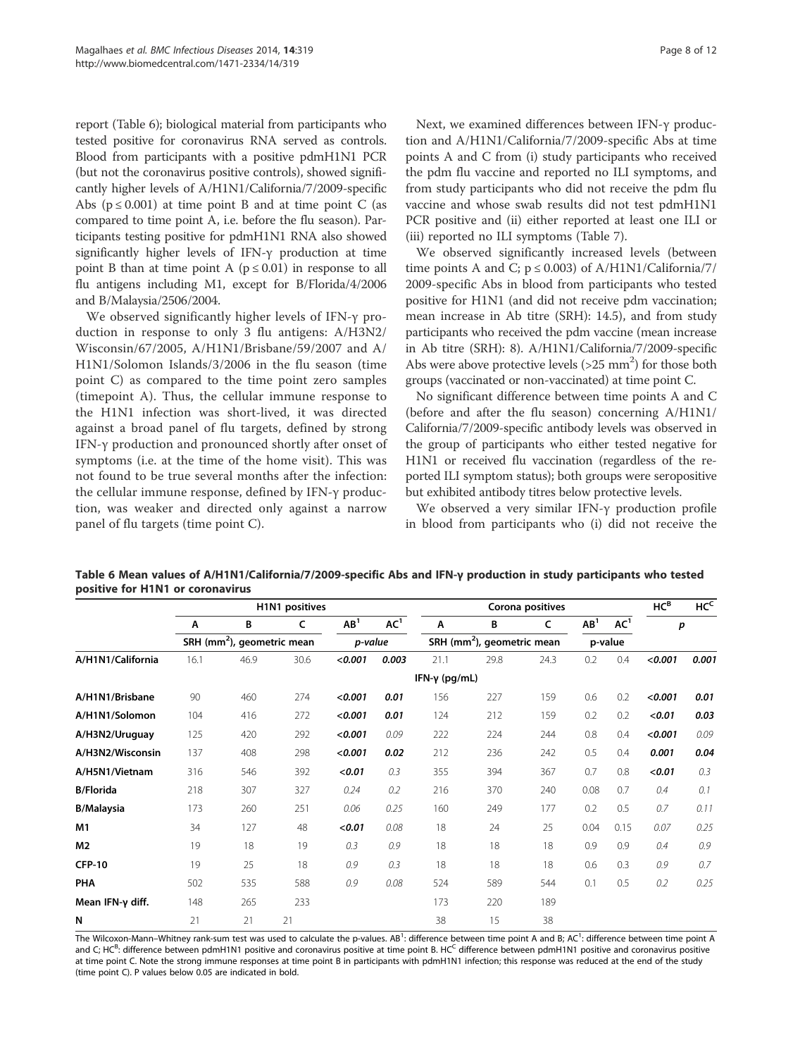report (Table 6); biological material from participants who tested positive for coronavirus RNA served as controls. Blood from participants with a positive pdmH1N1 PCR (but not the coronavirus positive controls), showed significantly higher levels of A/H1N1/California/7/2009-specific Abs ($p \leq 0.001$) at time point B and at time point C (as compared to time point A, i.e. before the flu season). Participants testing positive for pdmH1N1 RNA also showed significantly higher levels of IFN-γ production at time point B than at time point A ($p \leq 0.01$) in response to all flu antigens including M1, except for B/Florida/4/2006 and B/Malaysia/2506/2004.

We observed significantly higher levels of IFN-γ production in response to only 3 flu antigens: A/H3N2/Wisconsin/67/2005, A/H1N1/Brisbane/59/2007 and A/H1N1/Solomon Islands/3/2006 in the flu season (time point C) as compared to the time point zero samples (timepoint A). Thus, the cellular immune response to the H1N1 infection was short-lived, it was directed against a broad panel of flu targets, defined by strong IFN-γ production and pronounced shortly after onset of symptoms (i.e. at the time of the home visit). This was not found to be true several months after the infection: the cellular immune response, defined by IFN-γ production, was weaker and directed only against a narrow panel of flu targets (time point C).

Next, we examined differences between IFN-γ production and A/H1N1/California/7/2009-specific Abs at time points A and C from (i) study participants who received the pdm flu vaccine and reported no ILI symptoms, and from study participants who did not receive the pdm flu vaccine and whose swab results did not test pdmH1N1 PCR positive and (ii) either reported at least one ILI or (iii) reported no ILI symptoms (Table 7).

We observed significantly increased levels (between time points A and C; $p \leq 0.003$) of A/H1N1/California/7/2009-specific Abs in blood from participants who tested positive for H1N1 (and did not receive pdm vaccination; mean increase in Ab titre (SRH): 14.5), and from study participants who received the pdm vaccine (mean increase in Ab titre (SRH): 8). A/H1N1/California/7/2009-specific Abs were above protective levels (>25 $mm^2$) for those both groups (vaccinated or non-vaccinated) at time point C.

No significant difference between time points A and C (before and after the flu season) concerning A/H1N1/California/7/2009-specific antibody levels was observed in the group of participants who either tested negative for H1N1 or received flu vaccination (regardless of the reported ILI symptom status); both groups were seropositive but exhibited antibody titres below protective levels.

We observed a very similar IFN-γ production profile in blood from participants who (i) did not receive the

**Table 6 Mean values of A/H1N1/California/7/2009-specific Abs and IFN-γ production in study participants who tested positive for H1N1 or coronavirus**

| | H1N1 positives | | | | | Corona positives | | | | | HC[B] | HC[C] |
|---|---|---|---|---|---|---|---|---|---|---|---|---|
| | A | B | C | AB[1] | AC[1] | A | B | C | AB[1] | AC[1] | *p* | |
| | SRH ($mm^2$), geometric mean | | | *p-value* | | SRH ($mm^2$), geometric mean | | | p-value | | | |
| **A/H1N1/California** | 16.1 | 46.9 | 30.6 | ***<0.001*** | ***0.003*** | 21.1 | 29.8 | 24.3 | 0.2 | 0.4 | ***<0.001*** | ***0.001*** |
| | | | | | | IFN-γ (pg/mL) | | | | | | |
| **A/H1N1/Brisbane** | 90 | 460 | 274 | ***<0.001*** | ***0.01*** | 156 | 227 | 159 | 0.6 | 0.2 | ***<0.001*** | ***0.01*** |
| **A/H1N1/Solomon** | 104 | 416 | 272 | ***<0.001*** | ***0.01*** | 124 | 212 | 159 | 0.2 | 0.2 | ***<0.01*** | ***0.03*** |
| **A/H3N2/Uruguay** | 125 | 420 | 292 | ***<0.001*** | *0.09* | 222 | 224 | 244 | 0.8 | 0.4 | ***<0.001*** | *0.09* |
| **A/H3N2/Wisconsin** | 137 | 408 | 298 | ***<0.001*** | ***0.02*** | 212 | 236 | 242 | 0.5 | 0.4 | ***0.001*** | ***0.04*** |
| **A/H5N1/Vietnam** | 316 | 546 | 392 | ***<0.01*** | *0.3* | 355 | 394 | 367 | 0.7 | 0.8 | ***<0.01*** | *0.3* |
| **B/Florida** | 218 | 307 | 327 | *0.24* | *0.2* | 216 | 370 | 240 | 0.08 | 0.7 | *0.4* | *0.1* |
| **B/Malaysia** | 173 | 260 | 251 | *0.06* | *0.25* | 160 | 249 | 177 | 0.2 | 0.5 | *0.7* | *0.11* |
| **M1** | 34 | 127 | 48 | ***<0.01*** | *0.08* | 18 | 24 | 25 | 0.04 | 0.15 | *0.07* | *0.25* |
| **M2** | 19 | 18 | 19 | *0.3* | *0.9* | 18 | 18 | 18 | 0.9 | 0.9 | *0.4* | *0.9* |
| **CFP-10** | 19 | 25 | 18 | *0.9* | *0.3* | 18 | 18 | 18 | 0.6 | 0.3 | *0.9* | *0.7* |
| **PHA** | 502 | 535 | 588 | *0.9* | *0.08* | 524 | 589 | 544 | 0.1 | 0.5 | *0.2* | *0.25* |
| **Mean IFN-γ diff.** | 148 | 265 | 233 | | | 173 | 220 | 189 | | | | |
| **N** | 21 | 21 | 21 | | | 38 | 15 | 38 | | | | |

The Wilcoxon-Mann–Whitney rank-sum test was used to calculate the p-values. AB[1]: difference between time point A and B; AC[1]: difference between time point A and C; HC[B]: difference between pdmH1N1 positive and coronavirus positive at time point B. HC[C] difference between pdmH1N1 positive and coronavirus positive at time point C. Note the strong immune responses at time point B in participants with pdmH1N1 infection; this response was reduced at the end of the study (time point C). P values below 0.05 are indicated in bold.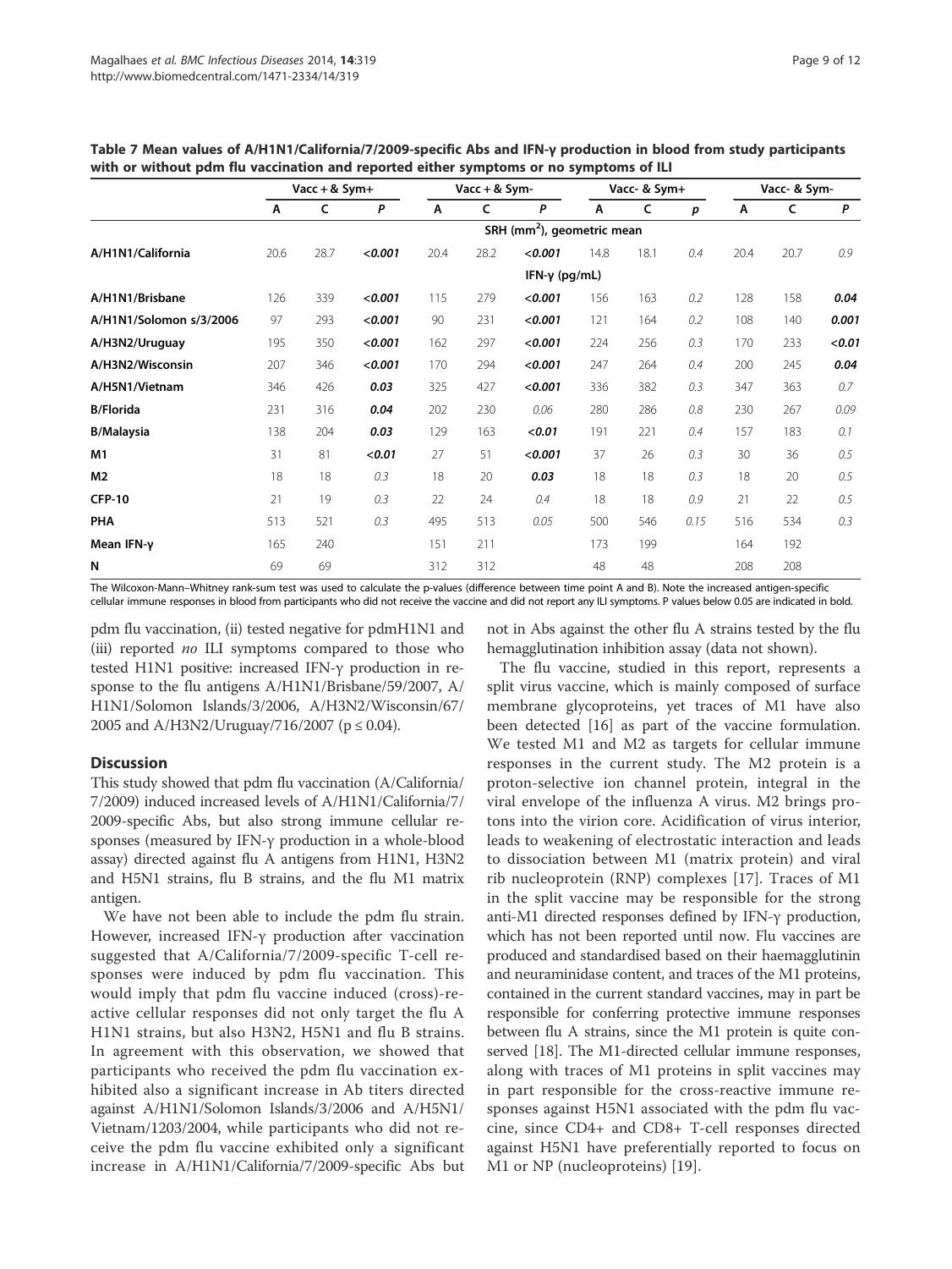**Table 7 Mean values of A/H1N1/California/7/2009-specific Abs and IFN-γ production in blood from study participants with or without pdm flu vaccination and reported either symptoms or no symptoms of ILI**

| | Vacc + & Sym+ | | | Vacc + & Sym- | | | Vacc- & Sym+ | | | Vacc- & Sym- | | |
|---|---|---|---|---|---|---|---|---|---|---|---|---|
| | A | C | *P* | A | C | *P* | A | C | *p* | A | C | *P* |
| | | | | | | SRH ($mm^2$), geometric mean | | | | | | |
| **A/H1N1/California** | 20.6 | 28.7 | ***<0.001*** | 20.4 | 28.2 | ***<0.001*** | 14.8 | 18.1 | *0.4* | 20.4 | 20.7 | *0.9* |
| | | | | | | IFN-γ (pg/mL) | | | | | | |
| **A/H1N1/Brisbane** | 126 | 339 | ***<0.001*** | 115 | 279 | ***<0.001*** | 156 | 163 | *0.2* | 128 | 158 | ***0.04*** |
| **A/H1N1/Solomon s/3/2006** | 97 | 293 | ***<0.001*** | 90 | 231 | ***<0.001*** | 121 | 164 | *0.2* | 108 | 140 | ***0.001*** |
| **A/H3N2/Uruguay** | 195 | 350 | ***<0.001*** | 162 | 297 | ***<0.001*** | 224 | 256 | *0.3* | 170 | 233 | ***<0.01*** |
| **A/H3N2/Wisconsin** | 207 | 346 | ***<0.001*** | 170 | 294 | ***<0.001*** | 247 | 264 | *0.4* | 200 | 245 | ***0.04*** |
| **A/H5N1/Vietnam** | 346 | 426 | ***0.03*** | 325 | 427 | ***<0.001*** | 336 | 382 | *0.3* | 347 | 363 | *0.7* |
| **B/Florida** | 231 | 316 | ***0.04*** | 202 | 230 | *0.06* | 280 | 286 | *0.8* | 230 | 267 | *0.09* |
| **B/Malaysia** | 138 | 204 | ***0.03*** | 129 | 163 | ***<0.01*** | 191 | 221 | *0.4* | 157 | 183 | *0.1* |
| **M1** | 31 | 81 | ***<0.01*** | 27 | 51 | ***<0.001*** | 37 | 26 | *0.3* | 30 | 36 | *0.5* |
| **M2** | 18 | 18 | *0.3* | 18 | 20 | ***0.03*** | 18 | 18 | *0.3* | 18 | 20 | *0.5* |
| **CFP-10** | 21 | 19 | *0.3* | 22 | 24 | *0.4* | 18 | 18 | *0.9* | 21 | 22 | *0.5* |
| **PHA** | 513 | 521 | *0.3* | 495 | 513 | *0.05* | 500 | 546 | *0.15* | 516 | 534 | *0.3* |
| **Mean IFN-γ** | 165 | 240 | | 151 | 211 | | 173 | 199 | | 164 | 192 | |
| **N** | 69 | 69 | | 312 | 312 | | 48 | 48 | | 208 | 208 | |

The Wilcoxon-Mann–Whitney rank-sum test was used to calculate the p-values (difference between time point A and B). Note the increased antigen-specific cellular immune responses in blood from participants who did not receive the vaccine and did not report any ILI symptoms. P values below 0.05 are indicated in bold.

pdm flu vaccination, (ii) tested negative for pdmH1N1 and (iii) reported *no* ILI symptoms compared to those who tested H1N1 positive: increased IFN-γ production in response to the flu antigens A/H1N1/Brisbane/59/2007, A/H1N1/Solomon Islands/3/2006, A/H3N2/Wisconsin/67/2005 and A/H3N2/Uruguay/716/2007 ($p \leq 0.04$).

## Discussion

This study showed that pdm flu vaccination (A/California/7/2009) induced increased levels of A/H1N1/California/7/2009-specific Abs, but also strong immune cellular responses (measured by IFN-γ production in a whole-blood assay) directed against flu A antigens from H1N1, H3N2 and H5N1 strains, flu B strains, and the flu M1 matrix antigen.

We have not been able to include the pdm flu strain. However, increased IFN-γ production after vaccination suggested that A/California/7/2009-specific T-cell responses were induced by pdm flu vaccination. This would imply that pdm flu vaccine induced (cross)-reactive cellular responses did not only target the flu A H1N1 strains, but also H3N2, H5N1 and flu B strains. In agreement with this observation, we showed that participants who received the pdm flu vaccination exhibited also a significant increase in Ab titers directed against A/H1N1/Solomon Islands/3/2006 and A/H5N1/Vietnam/1203/2004, while participants who did not receive the pdm flu vaccine exhibited only a significant increase in A/H1N1/California/7/2009-specific Abs but not in Abs against the other flu A strains tested by the flu hemagglutination inhibition assay (data not shown).

The flu vaccine, studied in this report, represents a split virus vaccine, which is mainly composed of surface membrane glycoproteins, yet traces of M1 have also been detected [16] as part of the vaccine formulation. We tested M1 and M2 as targets for cellular immune responses in the current study. The M2 protein is a proton-selective ion channel protein, integral in the viral envelope of the influenza A virus. M2 brings protons into the virion core. Acidification of virus interior, leads to weakening of electrostatic interaction and leads to dissociation between M1 (matrix protein) and viral rib nucleoprotein (RNP) complexes [17]. Traces of M1 in the split vaccine may be responsible for the strong anti-M1 directed responses defined by IFN-γ production, which has not been reported until now. Flu vaccines are produced and standardised based on their haemagglutinin and neuraminidase content, and traces of the M1 proteins, contained in the current standard vaccines, may in part be responsible for conferring protective immune responses between flu A strains, since the M1 protein is quite conserved [18]. The M1-directed cellular immune responses, along with traces of M1 proteins in split vaccines may in part responsible for the cross-reactive immune responses against H5N1 associated with the pdm flu vaccine, since CD4+ and CD8+ T-cell responses directed against H5N1 have preferentially reported to focus on M1 or NP (nucleoproteins) [19].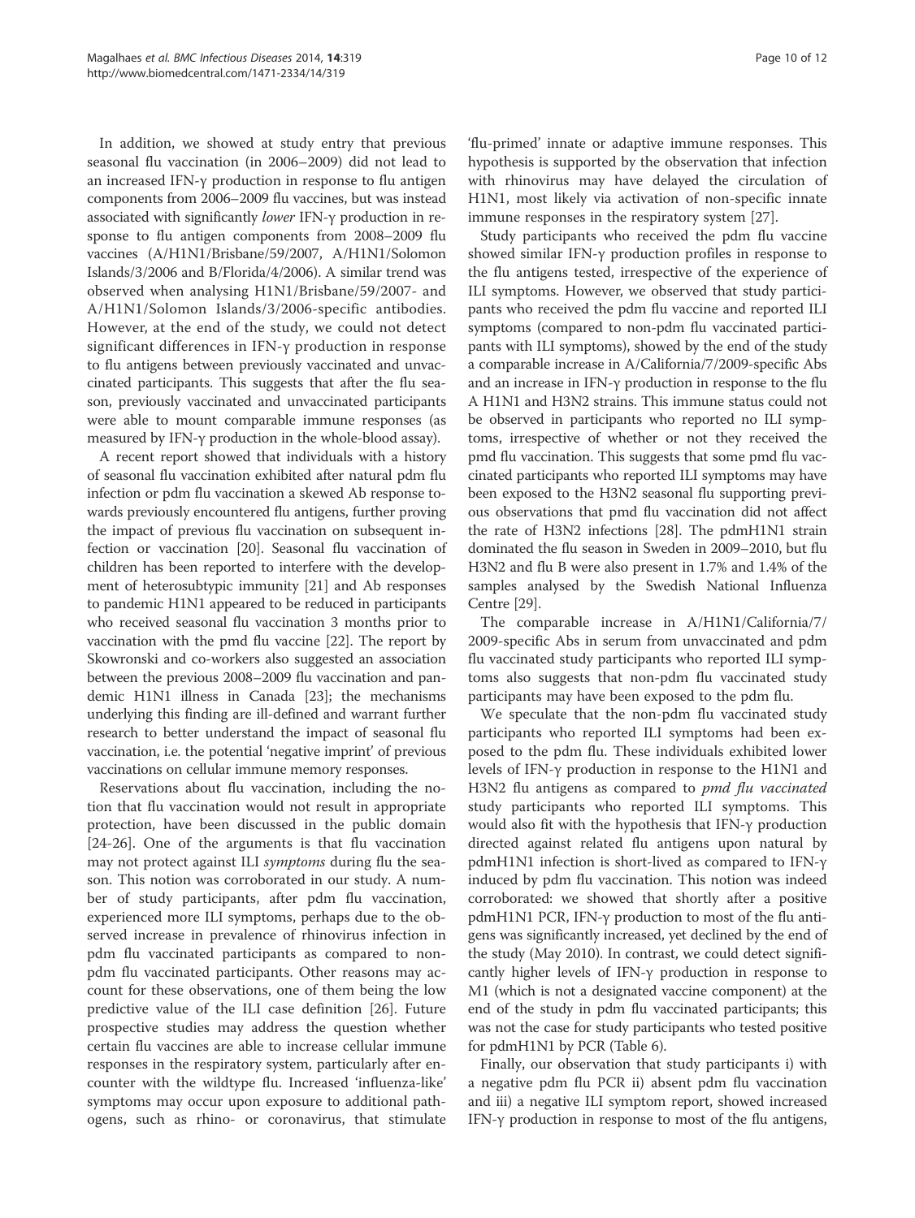In addition, we showed at study entry that previous seasonal flu vaccination (in 2006–2009) did not lead to an increased IFN-γ production in response to flu antigen components from 2006–2009 flu vaccines, but was instead associated with significantly *lower* IFN-γ production in response to flu antigen components from 2008–2009 flu vaccines (A/H1N1/Brisbane/59/2007, A/H1N1/Solomon Islands/3/2006 and B/Florida/4/2006). A similar trend was observed when analysing H1N1/Brisbane/59/2007- and A/H1N1/Solomon Islands/3/2006-specific antibodies. However, at the end of the study, we could not detect significant differences in IFN-γ production in response to flu antigens between previously vaccinated and unvaccinated participants. This suggests that after the flu season, previously vaccinated and unvaccinated participants were able to mount comparable immune responses (as measured by IFN-γ production in the whole-blood assay).

A recent report showed that individuals with a history of seasonal flu vaccination exhibited after natural pdm flu infection or pdm flu vaccination a skewed Ab response towards previously encountered flu antigens, further proving the impact of previous flu vaccination on subsequent infection or vaccination [20]. Seasonal flu vaccination of children has been reported to interfere with the development of heterosubtypic immunity [21] and Ab responses to pandemic H1N1 appeared to be reduced in participants who received seasonal flu vaccination 3 months prior to vaccination with the pmd flu vaccine [22]. The report by Skowronski and co-workers also suggested an association between the previous 2008–2009 flu vaccination and pandemic H1N1 illness in Canada [23]; the mechanisms underlying this finding are ill-defined and warrant further research to better understand the impact of seasonal flu vaccination, i.e. the potential 'negative imprint' of previous vaccinations on cellular immune memory responses.

Reservations about flu vaccination, including the notion that flu vaccination would not result in appropriate protection, have been discussed in the public domain [24-26]. One of the arguments is that flu vaccination may not protect against ILI *symptoms* during flu the season. This notion was corroborated in our study. A number of study participants, after pdm flu vaccination, experienced more ILI symptoms, perhaps due to the observed increase in prevalence of rhinovirus infection in pdm flu vaccinated participants as compared to non-pdm flu vaccinated participants. Other reasons may account for these observations, one of them being the low predictive value of the ILI case definition [26]. Future prospective studies may address the question whether certain flu vaccines are able to increase cellular immune responses in the respiratory system, particularly after encounter with the wildtype flu. Increased 'influenza-like' symptoms may occur upon exposure to additional pathogens, such as rhino- or coronavirus, that stimulate 'flu-primed' innate or adaptive immune responses. This hypothesis is supported by the observation that infection with rhinovirus may have delayed the circulation of H1N1, most likely via activation of non-specific innate immune responses in the respiratory system [27].

Study participants who received the pdm flu vaccine showed similar IFN-γ production profiles in response to the flu antigens tested, irrespective of the experience of ILI symptoms. However, we observed that study participants who received the pdm flu vaccine and reported ILI symptoms (compared to non-pdm flu vaccinated participants with ILI symptoms), showed by the end of the study a comparable increase in A/California/7/2009-specific Abs and an increase in IFN-γ production in response to the flu A H1N1 and H3N2 strains. This immune status could not be observed in participants who reported no ILI symptoms, irrespective of whether or not they received the pmd flu vaccination. This suggests that some pmd flu vaccinated participants who reported ILI symptoms may have been exposed to the H3N2 seasonal flu supporting previous observations that pmd flu vaccination did not affect the rate of H3N2 infections [28]. The pdmH1N1 strain dominated the flu season in Sweden in 2009–2010, but flu H3N2 and flu B were also present in 1.7% and 1.4% of the samples analysed by the Swedish National Influenza Centre [29].

The comparable increase in A/H1N1/California/7/2009-specific Abs in serum from unvaccinated and pdm flu vaccinated study participants who reported ILI symptoms also suggests that non-pdm flu vaccinated study participants may have been exposed to the pdm flu.

We speculate that the non-pdm flu vaccinated study participants who reported ILI symptoms had been exposed to the pdm flu. These individuals exhibited lower levels of IFN-γ production in response to the H1N1 and H3N2 flu antigens as compared to *pmd flu vaccinated* study participants who reported ILI symptoms. This would also fit with the hypothesis that IFN-γ production directed against related flu antigens upon natural by pdmH1N1 infection is short-lived as compared to IFN-γ induced by pdm flu vaccination. This notion was indeed corroborated: we showed that shortly after a positive pdmH1N1 PCR, IFN-γ production to most of the flu antigens was significantly increased, yet declined by the end of the study (May 2010). In contrast, we could detect significantly higher levels of IFN-γ production in response to M1 (which is not a designated vaccine component) at the end of the study in pdm flu vaccinated participants; this was not the case for study participants who tested positive for pdmH1N1 by PCR (Table 6).

Finally, our observation that study participants i) with a negative pdm flu PCR ii) absent pdm flu vaccination and iii) a negative ILI symptom report, showed increased IFN-γ production in response to most of the flu antigens,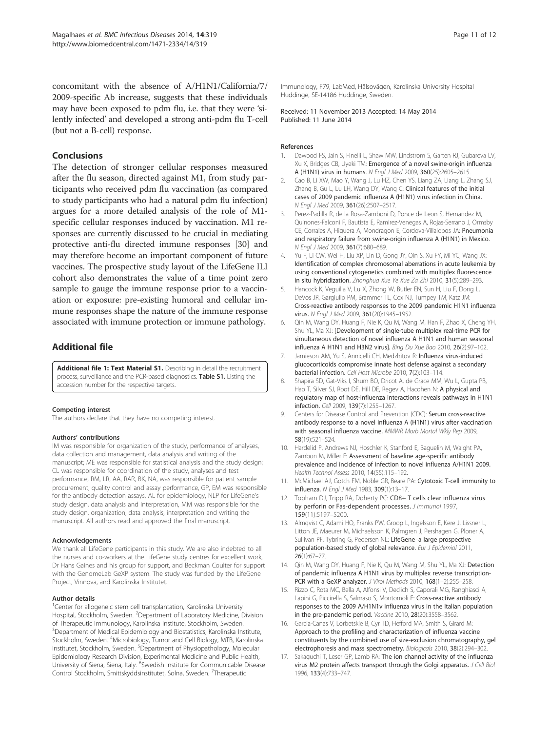concomitant with the absence of A/H1N1/California/7/2009-specific Ab increase, suggests that these individuals may have been exposed to pdm flu, i.e. that they were 'silently infected' and developed a strong anti-pdm flu T-cell (but not a B-cell) response.

## Conclusions

The detection of stronger cellular responses measured after the flu season, directed against M1, from study participants who received pdm flu vaccination (as compared to study participants who had a natural pdm flu infection) argues for a more detailed analysis of the role of M1-specific cellular responses induced by vaccination. M1 responses are currently discussed to be crucial in mediating protective anti-flu directed immune responses [30] and may therefore become an important component of future vaccines. The prospective study layout of the LifeGene ILI cohort also demonstrates the value of a time point zero sample to gauge the immune response prior to a vaccination or exposure: pre-existing humoral and cellular immune responses shape the nature of the immune response associated with immune protection or immune pathology.

## Additional file

**Additional file 1: Text Material S1.** Describing in detail the recruitment process, surveillance and the PCR-based diagnostics. **Table S1.** Listing the accession number for the respective targets.

#### Competing interest

The authors declare that they have no competing interest.

#### Authors' contributions

IM was responsible for organization of the study, performance of analyses, data collection and management, data analysis and writing of the manuscript; ME was responsible for statistical analysis and the study design; CL was responsible for coordination of the study, analyses and test performance, RM, LR, AA, RAR, BK, NA, was responsible for patient sample procurement, quality control and assay performance, GP, EM was responsible for the antibody detection assays, AL for epidemiology, NLP for LifeGene's study design, data analysis and interpretation, MM was responsible for the study design, organization, data analysis, interpretation and writing the manuscript. All authors read and approved the final manuscript.

#### Acknowledgements

We thank all LifeGene participants in this study. We are also indebted to all the nurses and co-workers at the LifeGene study centres for excellent work, Dr Hans Gaines and his group for support, and Beckman Coulter for support with the GenomeLab GeXP system. The study was funded by the LifeGene Project, Vinnova, and Karolinska Institutet.

#### Author details

[1]Center for allogeneic stem cell transplantation, Karolinska University Hospital, Stockholm, Sweden. [2]Department of Laboratory Medicine, Division of Therapeutic Immunology, Karolinska Institute, Stockholm, Sweden. [3]Department of Medical Epidemiology and Biostatistics, Karolinska Institute, Stockholm, Sweden. [4]Microbiology, Tumor and Cell Biology, MTB, Karolinska Institutet, Stockholm, Sweden. [5]Department of Physiopathology, Molecular Epidemiology Research Division, Experimental Medicine and Public Health, University of Siena, Siena, Italy. [6]Swedish Institute for Communicable Disease Control Stockholm, Smittskyddsinstitutet, Solna, Sweden. [7]Therapeutic Immunology, F79, LabMed, Hälsovägen, Karolinska University Hospital Huddinge, SE-14186 Huddinge, Sweden.

Received: 11 November 2013 Accepted: 14 May 2014
Published: 11 June 2014

#### References

1. Dawood FS, Jain S, Finelli L, Shaw MW, Lindstrom S, Garten RJ, Gubareva LV, Xu X, Bridges CB, Uyeki TM: **Emergence of a novel swine-origin influenza A (H1N1) virus in humans.** *N Engl J Med* 2009, **360**(25):2605–2615.
2. Cao B, Li XW, Mao Y, Wang J, Lu HZ, Chen YS, Liang ZA, Liang L, Zhang SJ, Zhang B, Gu L, Lu LH, Wang DY, Wang C: **Clinical features of the initial cases of 2009 pandemic influenza A (H1N1) virus infection in China.** *N Engl J Med* 2009, **361**(26):2507–2517.
3. Perez-Padilla R, de la Rosa-Zamboni D, Ponce de Leon S, Hernandez M, Quinones-Falconi F, Bautista E, Ramirez-Venegas A, Rojas-Serrano J, Ormsby CE, Corrales A, Higuera A, Mondragon E, Cordova-Villalobos JA: **Pneumonia and respiratory failure from swine-origin influenza A (H1N1) in Mexico.** *N Engl J Med* 2009, **361**(7):680–689.
4. Yu F, Li CW, Wei H, Liu XP, Lin D, Gong JY, Qin S, Xu FY, Mi YC, Wang JX: **Identification of complex chromosomal aberrations in acute leukemia by using conventional cytogenetics combined with multiplex fluorescence in situ hybridization.** *Zhonghua Xue Ye Xue Za Zhi* 2010, **31**(5):289–293.
5. Hancock K, Veguilla V, Lu X, Zhong W, Butler EN, Sun H, Liu F, Dong L, DeVos JR, Gargiullo PM, Brammer TL, Cox NJ, Tumpey TM, Katz JM: **Cross-reactive antibody responses to the 2009 pandemic H1N1 influenza virus.** *N Engl J Med* 2009, **361**(20):1945–1952.
6. Qin M, Wang DY, Huang F, Nie K, Qu M, Wang M, Han F, Zhao X, Cheng YH, Shu YL, Ma XJ: **[Development of single-tube multiplex real-time PCR for simultaneous detection of novel influenza A H1N1 and human seasonal influenza A H1N1 and H3N2 virus].** *Bing Du Xue Bao* 2010, **26**(2):97–102.
7. Jamieson AM, Yu S, Annicelli CH, Medzhitov R: **Influenza virus-induced glucocorticoids compromise innate host defense against a secondary bacterial infection.** *Cell Host Microbe* 2010, **7**(2):103–114.
8. Shapira SD, Gat-Viks I, Shum BO, Dricot A, de Grace MM, Wu L, Gupta PB, Hao T, Silver SJ, Root DE, Hill DE, Regev A, Hacohen N: **A physical and regulatory map of host-influenza interactions reveals pathways in H1N1 infection.** *Cell* 2009, **139**(7):1255–1267.
9. Centers for Disease Control and Prevention (CDC): **Serum cross-reactive antibody response to a novel influenza A (H1N1) virus after vaccination with seasonal influenza vaccine.** *MMWR Morb Mortal Wkly Rep* 2009, **58**(19):521–524.
10. Hardelid P, Andrews NJ, Hoschler K, Stanford E, Baguelin M, Waight PA, Zambon M, Miller E: **Assessment of baseline age-specific antibody prevalence and incidence of infection to novel influenza A/H1N1 2009.** *Health Technol Assess* 2010, **14**(55):115–192.
11. McMichael AJ, Gotch FM, Noble GR, Beare PA: **Cytotoxic T-cell immunity to influenza.** *N Engl J Med* 1983, **309**(1):13–17.
12. Topham DJ, Tripp RA, Doherty PC: **CD8+ T cells clear influenza virus by perforin or Fas-dependent processes.** *J Immunol* 1997, **159**(11):5197–5200.
13. Almqvist C, Adami HO, Franks PW, Groop L, Ingelsson E, Kere J, Lissner L, Litton JE, Maeurer M, Michaelsson K, Palmgren J, Pershagen G, Ploner A, Sullivan PF, Tybring G, Pedersen NL: **LifeGene–a large prospective population-based study of global relevance.** *Eur J Epidemiol* 2011, **26**(1):67–77.
14. Qin M, Wang DY, Huang F, Nie K, Qu M, Wang M, Shu YL, Ma XJ: **Detection of pandemic influenza A H1N1 virus by multiplex reverse transcription-PCR with a GeXP analyzer.** *J Virol Methods* 2010, **168**(1–2):255–258.
15. Rizzo C, Rota MC, Bella A, Alfonsi V, Declich S, Caporali MG, Ranghiasci A, Lapini G, Piccirella S, Salmaso S, Montomoli E: **Cross-reactive antibody responses to the 2009 A/H1N1v influenza virus in the Italian population in the pre-pandemic period.** *Vaccine* 2010, **28**(20):3558–3562.
16. Garcia-Canas V, Lorbetskie B, Cyr TD, Hefford MA, Smith S, Girard M: **Approach to the profiling and characterization of influenza vaccine constituents by the combined use of size-exclusion chromatography, gel electrophoresis and mass spectrometry.** *Biologicals* 2010, **38**(2):294–302.
17. Sakaguchi T, Leser GP, Lamb RA: **The ion channel activity of the influenza virus M2 protein affects transport through the Golgi apparatus.** *J Cell Biol* 1996, **133**(4):733–747.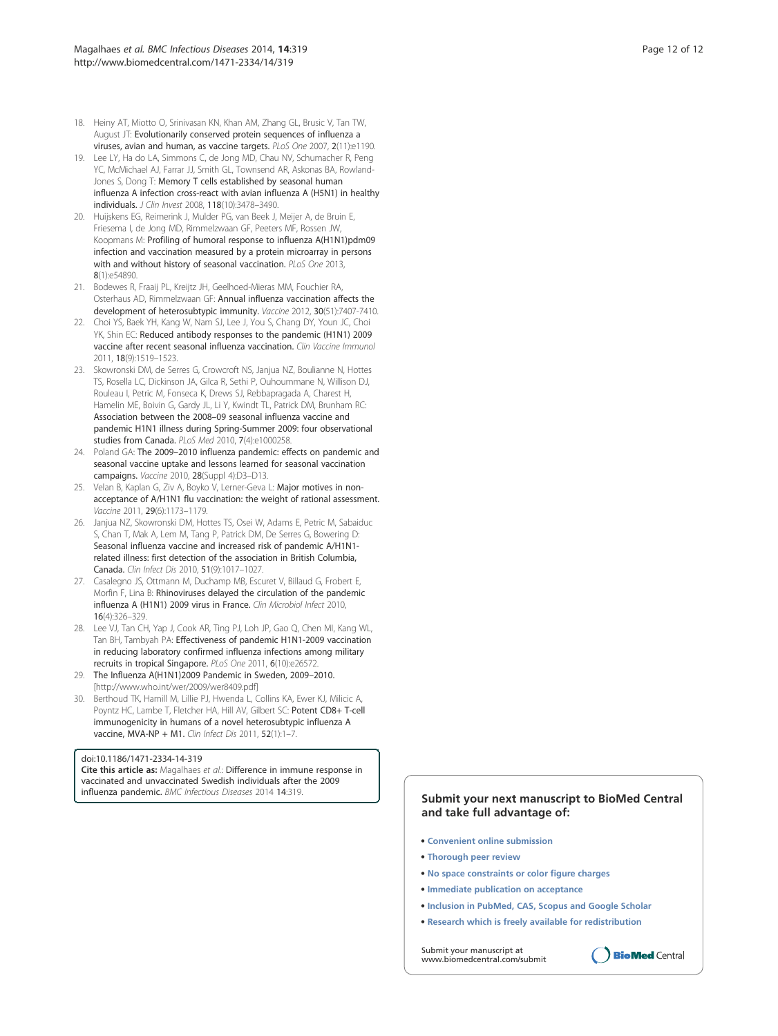18. Heiny AT, Miotto O, Srinivasan KN, Khan AM, Zhang GL, Brusic V, Tan TW, August JT: **Evolutionarily conserved protein sequences of influenza a viruses, avian and human, as vaccine targets.** *PLoS One* 2007, **2**(11):e1190.
19. Lee LY, Ha do LA, Simmons C, de Jong MD, Chau NV, Schumacher R, Peng YC, McMichael AJ, Farrar JJ, Smith GL, Townsend AR, Askonas BA, Rowland-Jones S, Dong T: **Memory T cells established by seasonal human influenza A infection cross-react with avian influenza A (H5N1) in healthy individuals.** *J Clin Invest* 2008, **118**(10):3478–3490.
20. Huijskens EG, Reimerink J, Mulder PG, van Beek J, Meijer A, de Bruin E, Friesema I, de Jong MD, Rimmelzwaan GF, Peeters MF, Rossen JW, Koopmans M: **Profiling of humoral response to influenza A(H1N1)pdm09 infection and vaccination measured by a protein microarray in persons with and without history of seasonal vaccination.** *PLoS One* 2013, **8**(1):e54890.
21. Bodewes R, Fraaij PL, Kreijtz JH, Geelhoed-Mieras MM, Fouchier RA, Osterhaus AD, Rimmelzwaan GF: **Annual influenza vaccination affects the development of heterosubtypic immunity.** *Vaccine* 2012, **30**(51):7407-7410.
22. Choi YS, Baek YH, Kang W, Nam SJ, Lee J, You S, Chang DY, Youn JC, Choi YK, Shin EC: **Reduced antibody responses to the pandemic (H1N1) 2009 vaccine after recent seasonal influenza vaccination.** *Clin Vaccine Immunol* 2011, **18**(9):1519–1523.
23. Skowronski DM, de Serres G, Crowcroft NS, Janjua NZ, Boulianne N, Hottes TS, Rosella LC, Dickinson JA, Gilca R, Sethi P, Ouhoummane N, Willison DJ, Rouleau I, Petric M, Fonseca K, Drews SJ, Rebbapragada A, Charest H, Hamelin ME, Boivin G, Gardy JL, Li Y, Kwindt TL, Patrick DM, Brunham RC: **Association between the 2008–09 seasonal influenza vaccine and pandemic H1N1 illness during Spring-Summer 2009: four observational studies from Canada.** *PLoS Med* 2010, **7**(4):e1000258.
24. Poland GA: **The 2009–2010 influenza pandemic: effects on pandemic and seasonal vaccine uptake and lessons learned for seasonal vaccination campaigns.** *Vaccine* 2010, **28**(Suppl 4):D3–D13.
25. Velan B, Kaplan G, Ziv A, Boyko V, Lerner-Geva L: **Major motives in non-acceptance of A/H1N1 flu vaccination: the weight of rational assessment.** *Vaccine* 2011, **29**(6):1173–1179.
26. Janjua NZ, Skowronski DM, Hottes TS, Osei W, Adams E, Petric M, Sabaiduc S, Chan T, Mak A, Lem M, Tang P, Patrick DM, De Serres G, Bowering D: **Seasonal influenza vaccine and increased risk of pandemic A/H1N1-related illness: first detection of the association in British Columbia, Canada.** *Clin Infect Dis* 2010, **51**(9):1017–1027.
27. Casalegno JS, Ottmann M, Duchamp MB, Escuret V, Billaud G, Frobert E, Morfin F, Lina B: **Rhinoviruses delayed the circulation of the pandemic influenza A (H1N1) 2009 virus in France.** *Clin Microbiol Infect* 2010, **16**(4):326–329.
28. Lee VJ, Tan CH, Yap J, Cook AR, Ting PJ, Loh JP, Gao Q, Chen MI, Kang WL, Tan BH, Tambyah PA: **Effectiveness of pandemic H1N1-2009 vaccination in reducing laboratory confirmed influenza infections among military recruits in tropical Singapore.** *PLoS One* 2011, **6**(10):e26572.
29. The Influenza A(H1N1)2009 Pandemic in Sweden, 2009–2010. [http://www.who.int/wer/2009/wer8409.pdf]
30. Berthoud TK, Hamill M, Lillie PJ, Hwenda L, Collins KA, Ewer KJ, Milicic A, Poyntz HC, Lambe T, Fletcher HA, Hill AV, Gilbert SC: **Potent CD8+ T-cell immunogenicity in humans of a novel heterosubtypic influenza A vaccine, MVA-NP + M1.** *Clin Infect Dis* 2011, **52**(1):1–7.

doi:10.1186/1471-2334-14-319
**Cite this article as:** Magalhaes *et al.*: Difference in immune response in vaccinated and unvaccinated Swedish individuals after the 2009 influenza pandemic. *BMC Infectious Diseases* 2014 **14**:319.

**Submit your next manuscript to BioMed Central and take full advantage of:**

- Convenient online submission
- Thorough peer review
- No space constraints or color figure charges
- Immediate publication on acceptance
- Inclusion in PubMed, CAS, Scopus and Google Scholar
- Research which is freely available for redistribution

Submit your manuscript at
www.biomedcentral.com/submit

BioMed Central